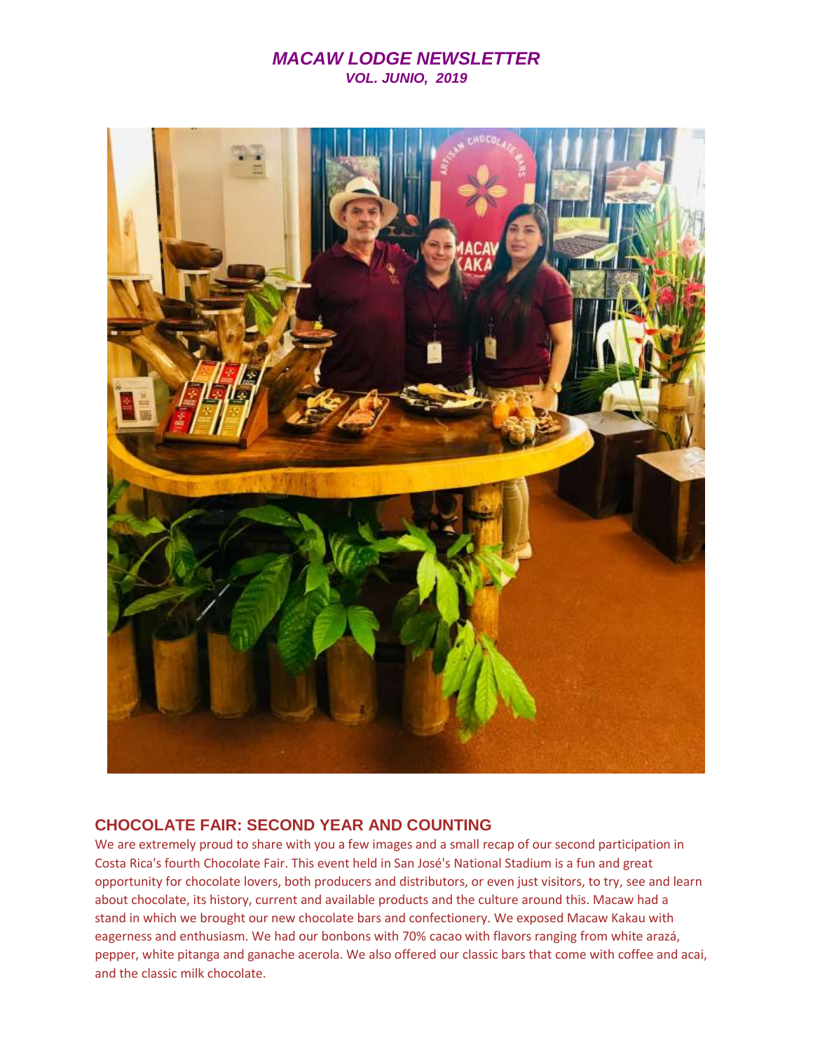# *MACAW LODGE NEWSLETTER*

***VOL. JUNIO, 2019***

## CHOCOLATE FAIR: SECOND YEAR AND COUNTING

We are extremely proud to share with you a few images and a small recap of our second participation in Costa Rica's fourth Chocolate Fair. This event held in San José's National Stadium is a fun and great opportunity for chocolate lovers, both producers and distributors, or even just visitors, to try, see and learn about chocolate, its history, current and available products and the culture around this. Macaw had a stand in which we brought our new chocolate bars and confectionery. We exposed Macaw Kakau with eagerness and enthusiasm. We had our bonbons with 70% cacao with flavors ranging from white arazá, pepper, white pitanga and ganache acerola. We also offered our classic bars that come with coffee and acai, and the classic milk chocolate.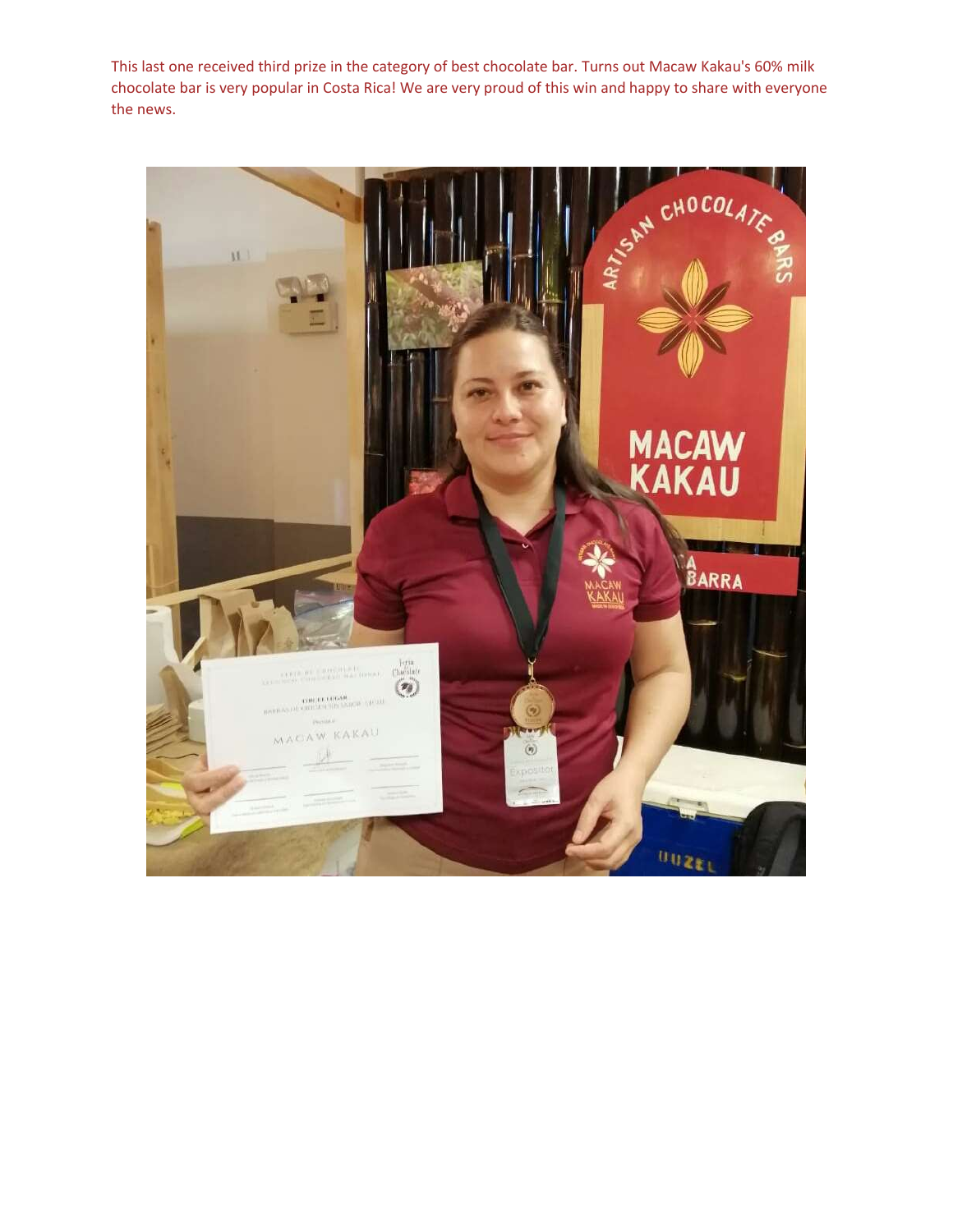This last one received third prize in the category of best chocolate bar. Turns out Macaw Kakau's 60% milk chocolate bar is very popular in Costa Rica! We are very proud of this win and happy to share with everyone the news.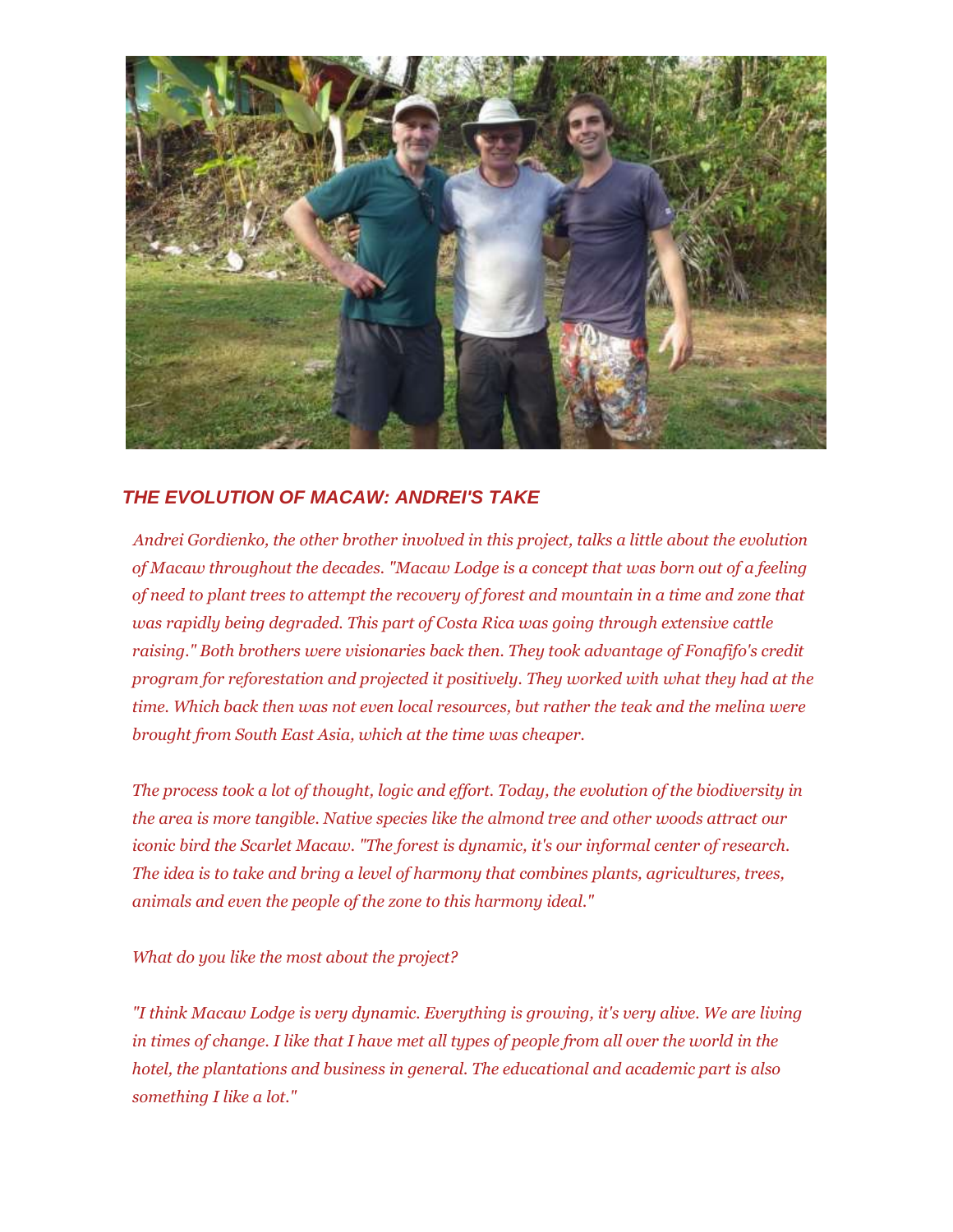## *THE EVOLUTION OF MACAW: ANDREI'S TAKE*

*Andrei Gordienko, the other brother involved in this project, talks a little about the evolution of Macaw throughout the decades. "Macaw Lodge is a concept that was born out of a feeling of need to plant trees to attempt the recovery of forest and mountain in a time and zone that was rapidly being degraded. This part of Costa Rica was going through extensive cattle raising." Both brothers were visionaries back then. They took advantage of Fonafifo's credit program for reforestation and projected it positively. They worked with what they had at the time. Which back then was not even local resources, but rather the teak and the melina were brought from South East Asia, which at the time was cheaper.*

*The process took a lot of thought, logic and effort. Today, the evolution of the biodiversity in the area is more tangible. Native species like the almond tree and other woods attract our iconic bird the Scarlet Macaw. "The forest is dynamic, it's our informal center of research. The idea is to take and bring a level of harmony that combines plants, agricultures, trees, animals and even the people of the zone to this harmony ideal."*

*What do you like the most about the project?*

*"I think Macaw Lodge is very dynamic. Everything is growing, it's very alive. We are living in times of change. I like that I have met all types of people from all over the world in the hotel, the plantations and business in general. The educational and academic part is also something I like a lot."*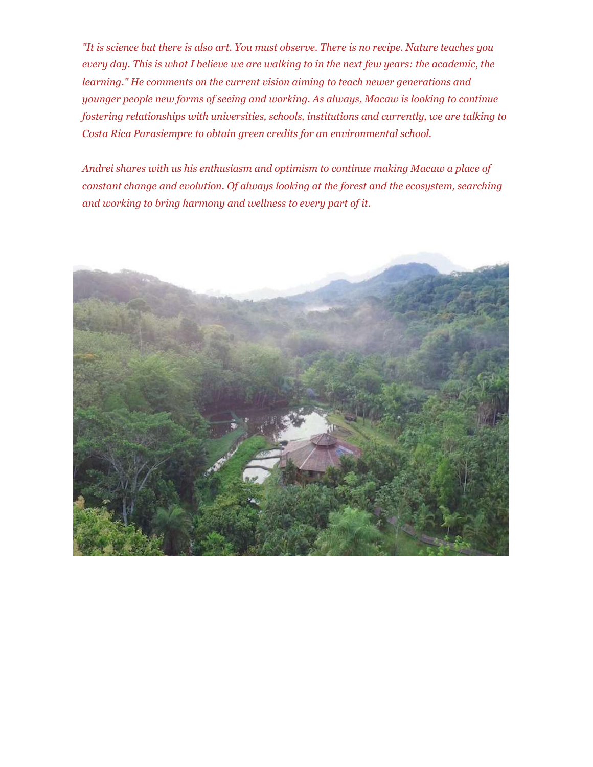*"It is science but there is also art. You must observe. There is no recipe. Nature teaches you every day. This is what I believe we are walking to in the next few years: the academic, the learning." He comments on the current vision aiming to teach newer generations and younger people new forms of seeing and working. As always, Macaw is looking to continue fostering relationships with universities, schools, institutions and currently, we are talking to Costa Rica Parasiempre to obtain green credits for an environmental school.*

*Andrei shares with us his enthusiasm and optimism to continue making Macaw a place of constant change and evolution. Of always looking at the forest and the ecosystem, searching and working to bring harmony and wellness to every part of it.*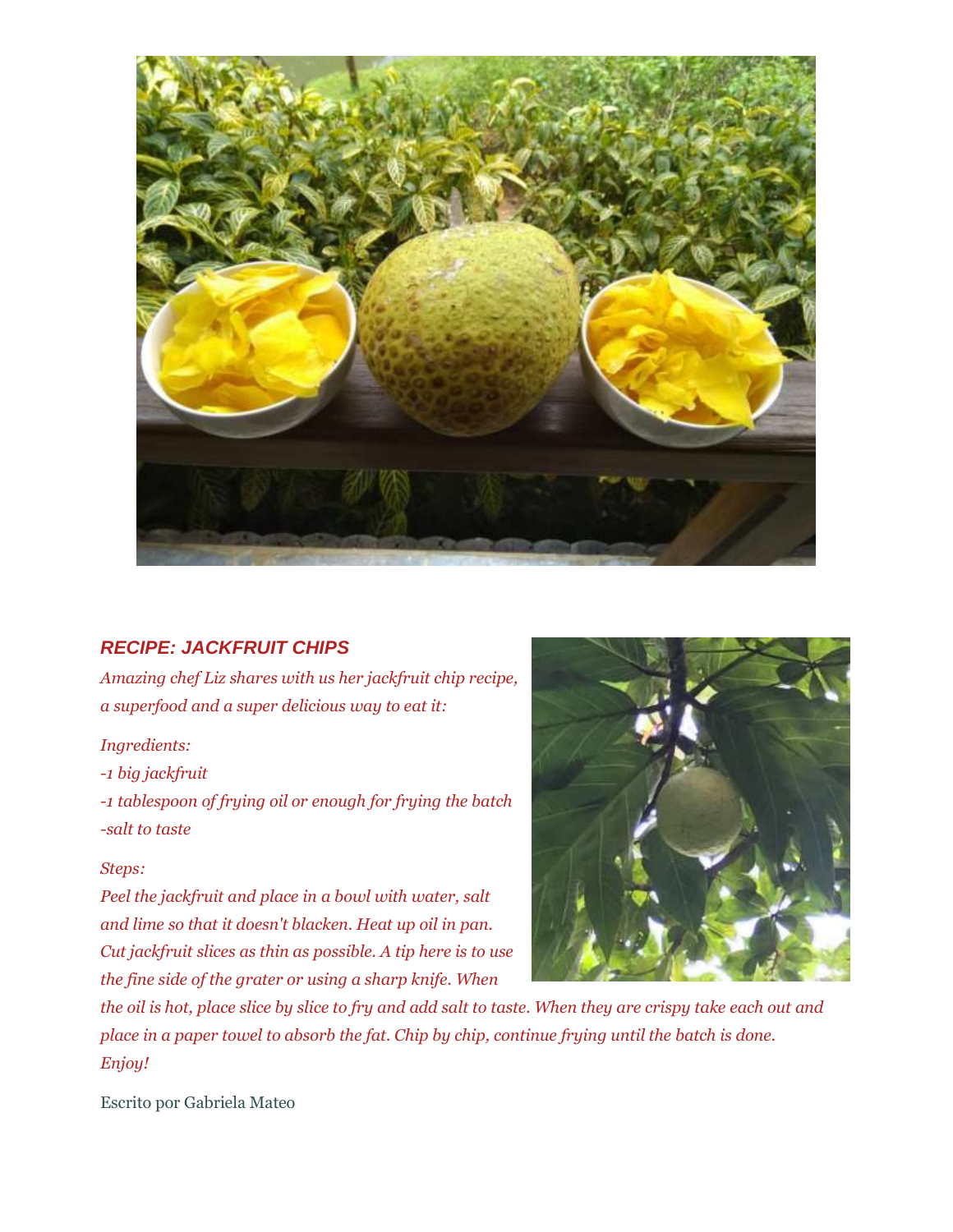### *RECIPE: JACKFRUIT CHIPS*

*Amazing chef Liz shares with us her jackfruit chip recipe, a superfood and a super delicious way to eat it:*

*Ingredients:*

*-1 big jackfruit*

*-1 tablespoon of frying oil or enough for frying the batch*

*-salt to taste*

*Steps:*

*Peel the jackfruit and place in a bowl with water, salt and lime so that it doesn't blacken. Heat up oil in pan. Cut jackfruit slices as thin as possible. A tip here is to use the fine side of the grater or using a sharp knife. When the oil is hot, place slice by slice to fry and add salt to taste. When they are crispy take each out and place in a paper towel to absorb the fat. Chip by chip, continue frying until the batch is done. Enjoy!*

Escrito por Gabriela Mateo